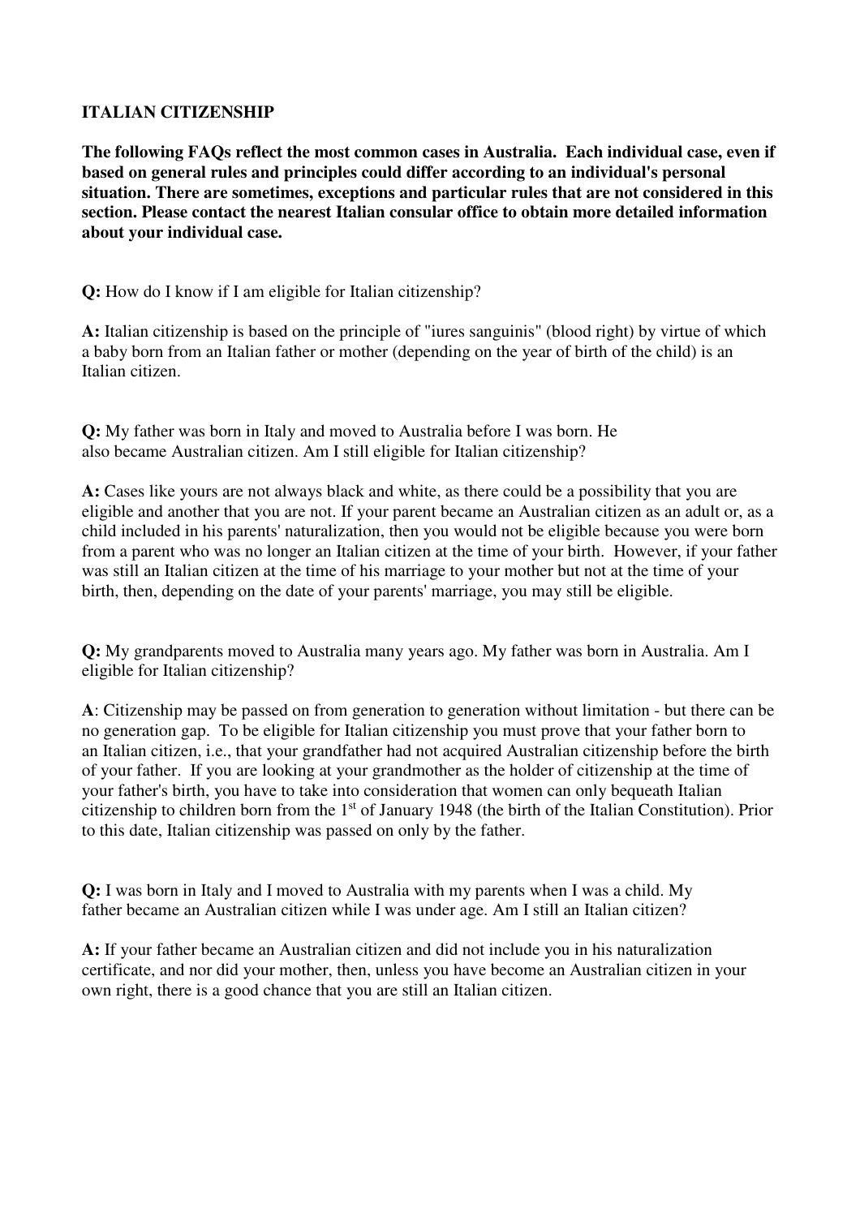**ITALIAN CITIZENSHIP**

**The following FAQs reflect the most common cases in Australia. Each individual case, even if based on general rules and principles could differ according to an individual's personal situation. There are sometimes, exceptions and particular rules that are not considered in this section. Please contact the nearest Italian consular office to obtain more detailed information about your individual case.**

**Q:** How do I know if I am eligible for Italian citizenship?

**A:** Italian citizenship is based on the principle of "iures sanguinis" (blood right) by virtue of which a baby born from an Italian father or mother (depending on the year of birth of the child) is an Italian citizen.

**Q:** My father was born in Italy and moved to Australia before I was born. He also became Australian citizen. Am I still eligible for Italian citizenship?

**A:** Cases like yours are not always black and white, as there could be a possibility that you are eligible and another that you are not. If your parent became an Australian citizen as an adult or, as a child included in his parents' naturalization, then you would not be eligible because you were born from a parent who was no longer an Italian citizen at the time of your birth. However, if your father was still an Italian citizen at the time of his marriage to your mother but not at the time of your birth, then, depending on the date of your parents' marriage, you may still be eligible.

**Q:** My grandparents moved to Australia many years ago. My father was born in Australia. Am I eligible for Italian citizenship?

**A**: Citizenship may be passed on from generation to generation without limitation - but there can be no generation gap. To be eligible for Italian citizenship you must prove that your father born to an Italian citizen, i.e., that your grandfather had not acquired Australian citizenship before the birth of your father. If you are looking at your grandmother as the holder of citizenship at the time of your father's birth, you have to take into consideration that women can only bequeath Italian citizenship to children born from the 1st of January 1948 (the birth of the Italian Constitution). Prior to this date, Italian citizenship was passed on only by the father.

**Q:** I was born in Italy and I moved to Australia with my parents when I was a child. My father became an Australian citizen while I was under age. Am I still an Italian citizen?

**A:** If your father became an Australian citizen and did not include you in his naturalization certificate, and nor did your mother, then, unless you have become an Australian citizen in your own right, there is a good chance that you are still an Italian citizen.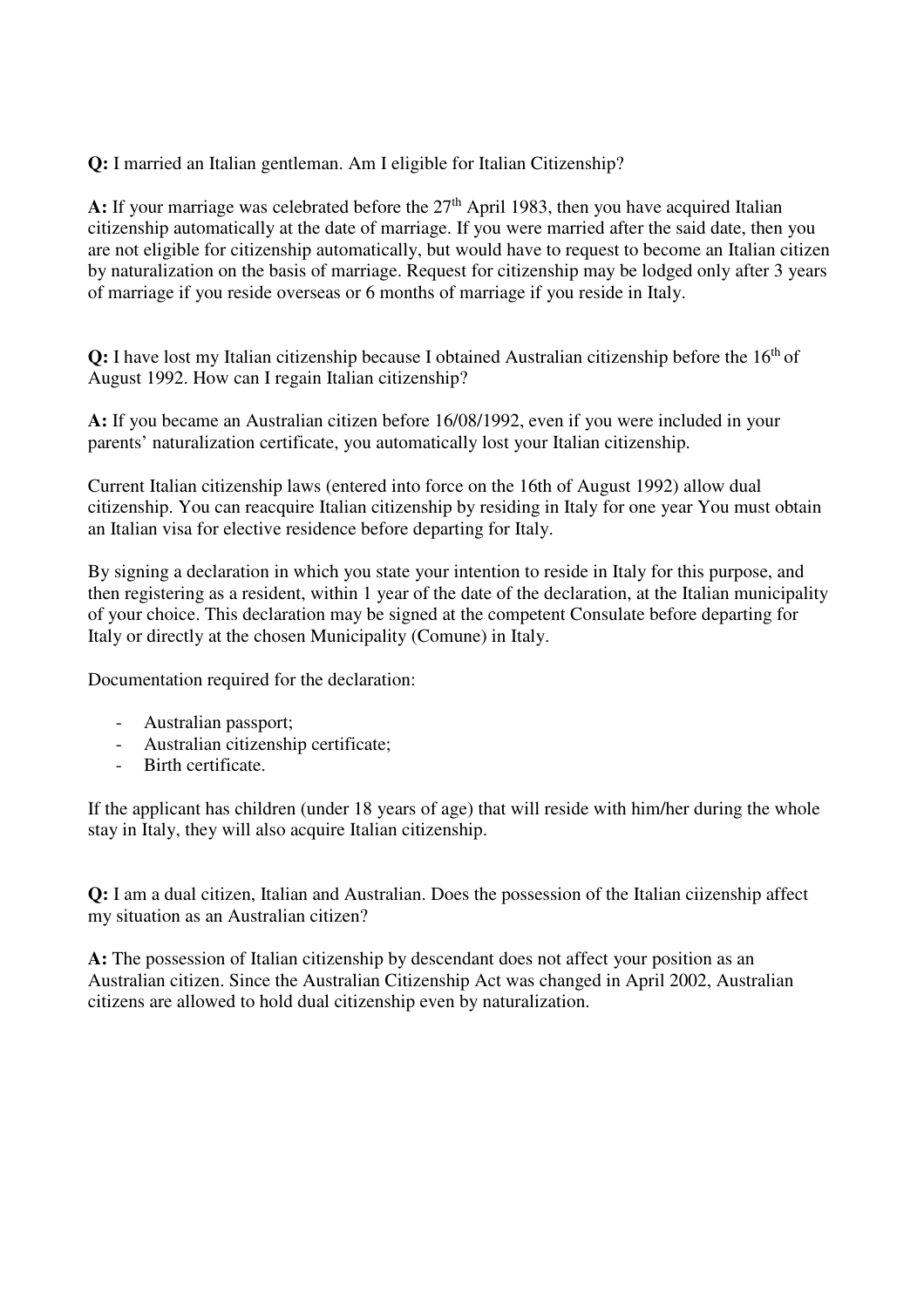**Q:** I married an Italian gentleman. Am I eligible for Italian Citizenship?

**A:** If your marriage was celebrated before the 27th April 1983, then you have acquired Italian citizenship automatically at the date of marriage. If you were married after the said date, then you are not eligible for citizenship automatically, but would have to request to become an Italian citizen by naturalization on the basis of marriage. Request for citizenship may be lodged only after 3 years of marriage if you reside overseas or 6 months of marriage if you reside in Italy.

**Q:** I have lost my Italian citizenship because I obtained Australian citizenship before the 16th of August 1992. How can I regain Italian citizenship?

**A:** If you became an Australian citizen before 16/08/1992, even if you were included in your parents' naturalization certificate, you automatically lost your Italian citizenship.

Current Italian citizenship laws (entered into force on the 16th of August 1992) allow dual citizenship. You can reacquire Italian citizenship by residing in Italy for one year You must obtain an Italian visa for elective residence before departing for Italy.

By signing a declaration in which you state your intention to reside in Italy for this purpose, and then registering as a resident, within 1 year of the date of the declaration, at the Italian municipality of your choice. This declaration may be signed at the competent Consulate before departing for Italy or directly at the chosen Municipality (Comune) in Italy.

Documentation required for the declaration:

- Australian passport;
- Australian citizenship certificate;
- Birth certificate.

If the applicant has children (under 18 years of age) that will reside with him/her during the whole stay in Italy, they will also acquire Italian citizenship.

**Q:** I am a dual citizen, Italian and Australian. Does the possession of the Italian ciizenship affect my situation as an Australian citizen?

**A:** The possession of Italian citizenship by descendant does not affect your position as an Australian citizen. Since the Australian Citizenship Act was changed in April 2002, Australian citizens are allowed to hold dual citizenship even by naturalization.